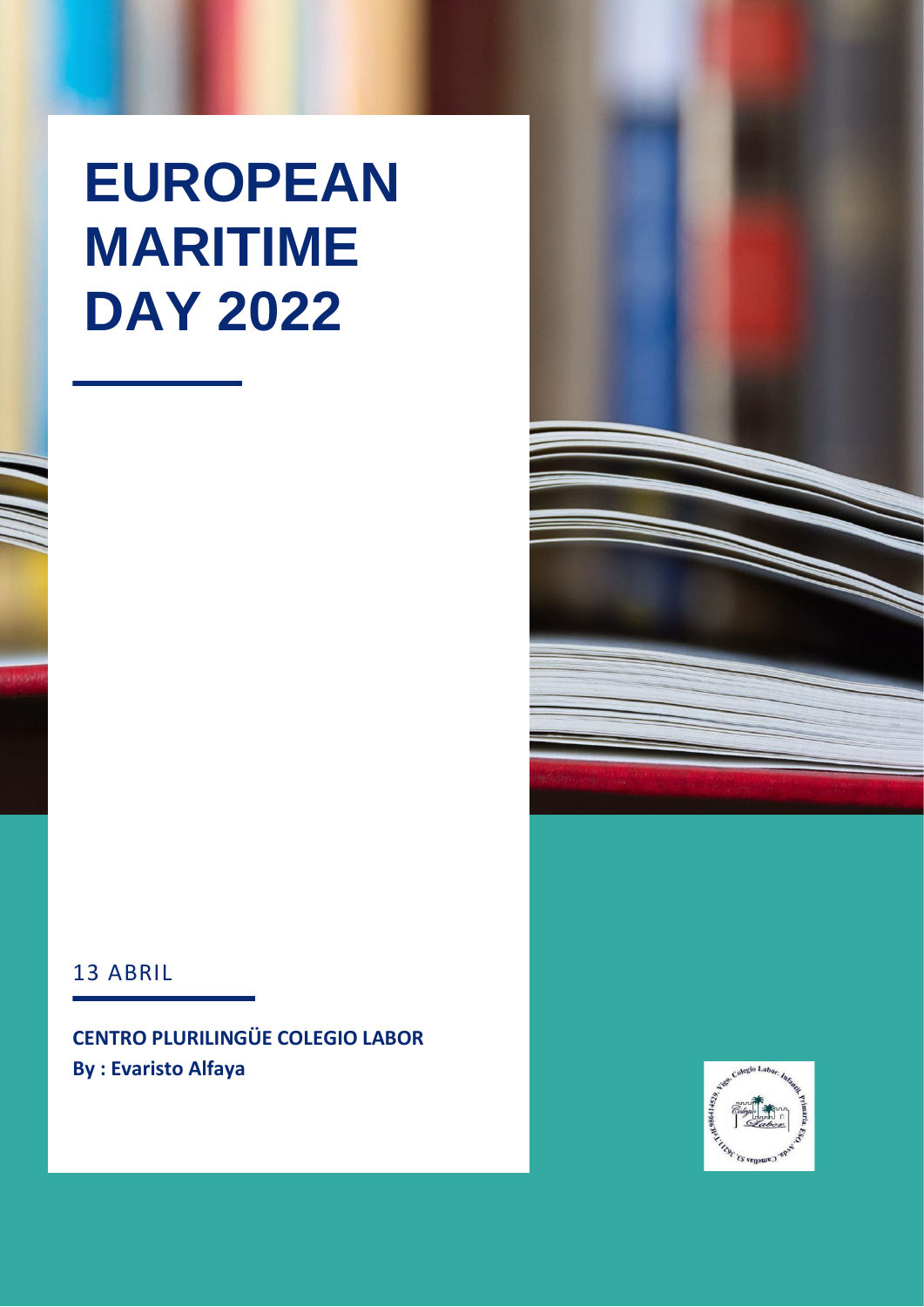# EUROPEAN MARITIME DAY 2022

13 ABRIL

**CENTRO PLURILINGÜE COLEGIO LABOR**
**By : Evaristo Alfaya**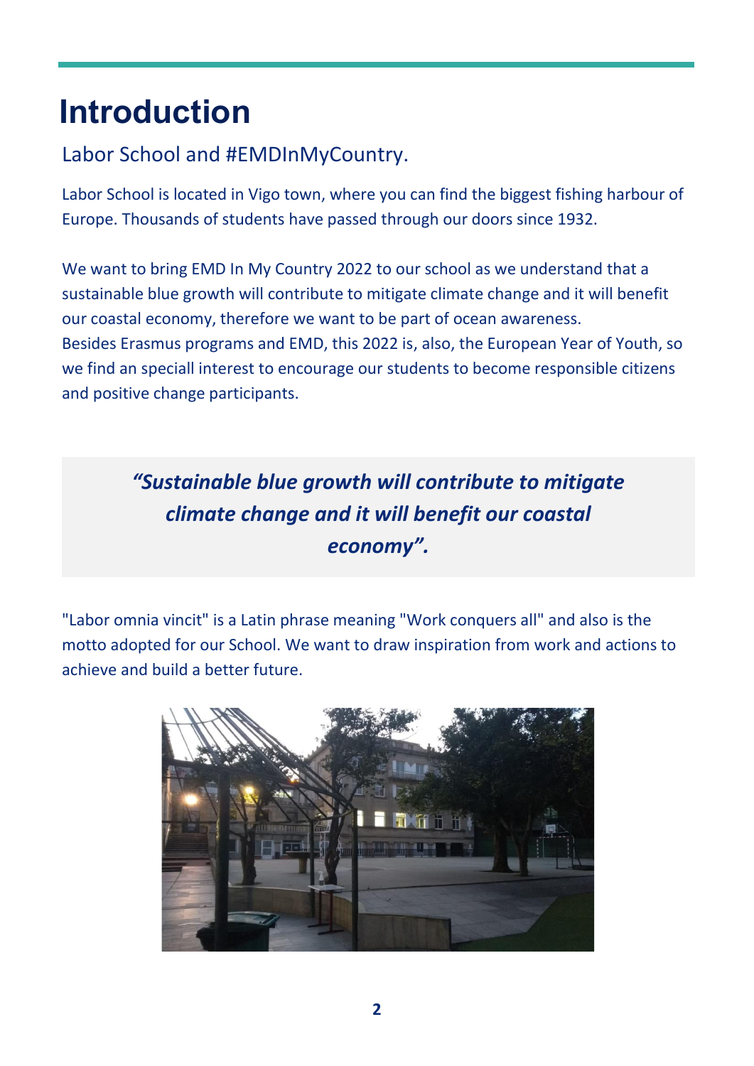# Introduction

## Labor School and #EMDInMyCountry.

Labor School is located in Vigo town, where you can find the biggest fishing harbour of Europe. Thousands of students have passed through our doors since 1932.

We want to bring EMD In My Country 2022 to our school as we understand that a sustainable blue growth will contribute to mitigate climate change and it will benefit our coastal economy, therefore we want to be part of ocean awareness.
Besides Erasmus programs and EMD, this 2022 is, also, the European Year of Youth, so we find an speciall interest to encourage our students to become responsible citizens and positive change participants.

> ***"Sustainable blue growth will contribute to mitigate climate change and it will benefit our coastal economy".***

"Labor omnia vincit" is a Latin phrase meaning "Work conquers all" and also is the motto adopted for our School. We want to draw inspiration from work and actions to achieve and build a better future.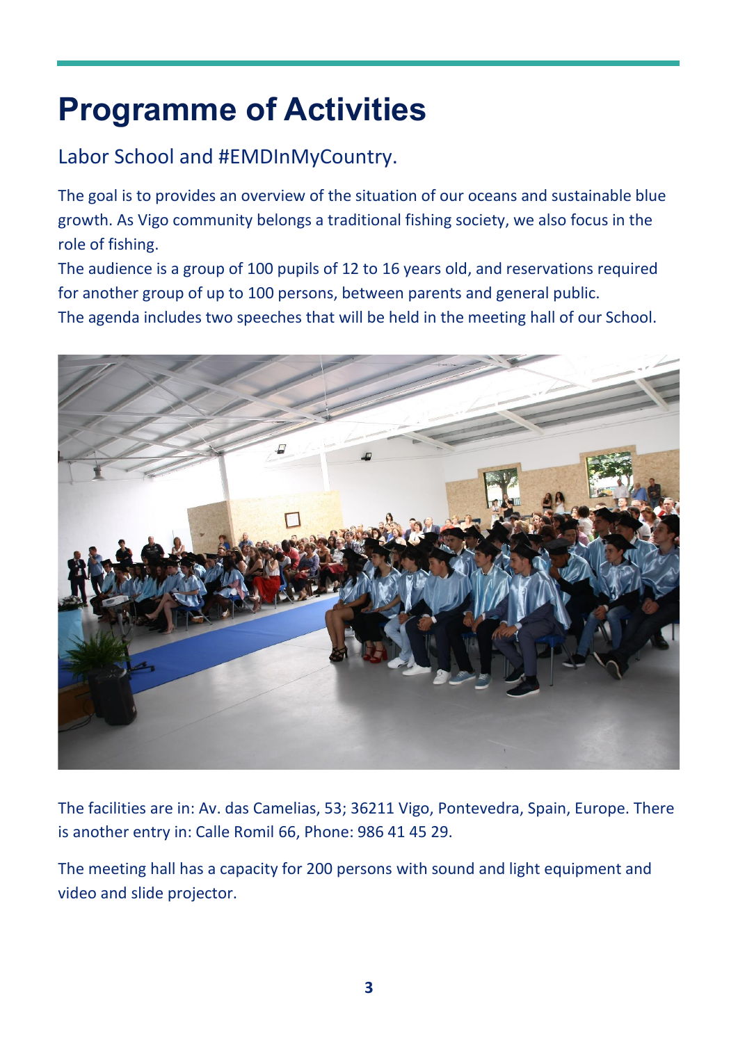# Programme of Activities

## Labor School and #EMDInMyCountry.

The goal is to provides an overview of the situation of our oceans and sustainable blue growth. As Vigo community belongs a traditional fishing society, we also focus in the role of fishing.
The audience is a group of 100 pupils of 12 to 16 years old, and reservations required for another group of up to 100 persons, between parents and general public.
The agenda includes two speeches that will be held in the meeting hall of our School.

The facilities are in: Av. das Camelias, 53; 36211 Vigo, Pontevedra, Spain, Europe. There is another entry in: Calle Romil 66, Phone: 986 41 45 29.

The meeting hall has a capacity for 200 persons with sound and light equipment and video and slide projector.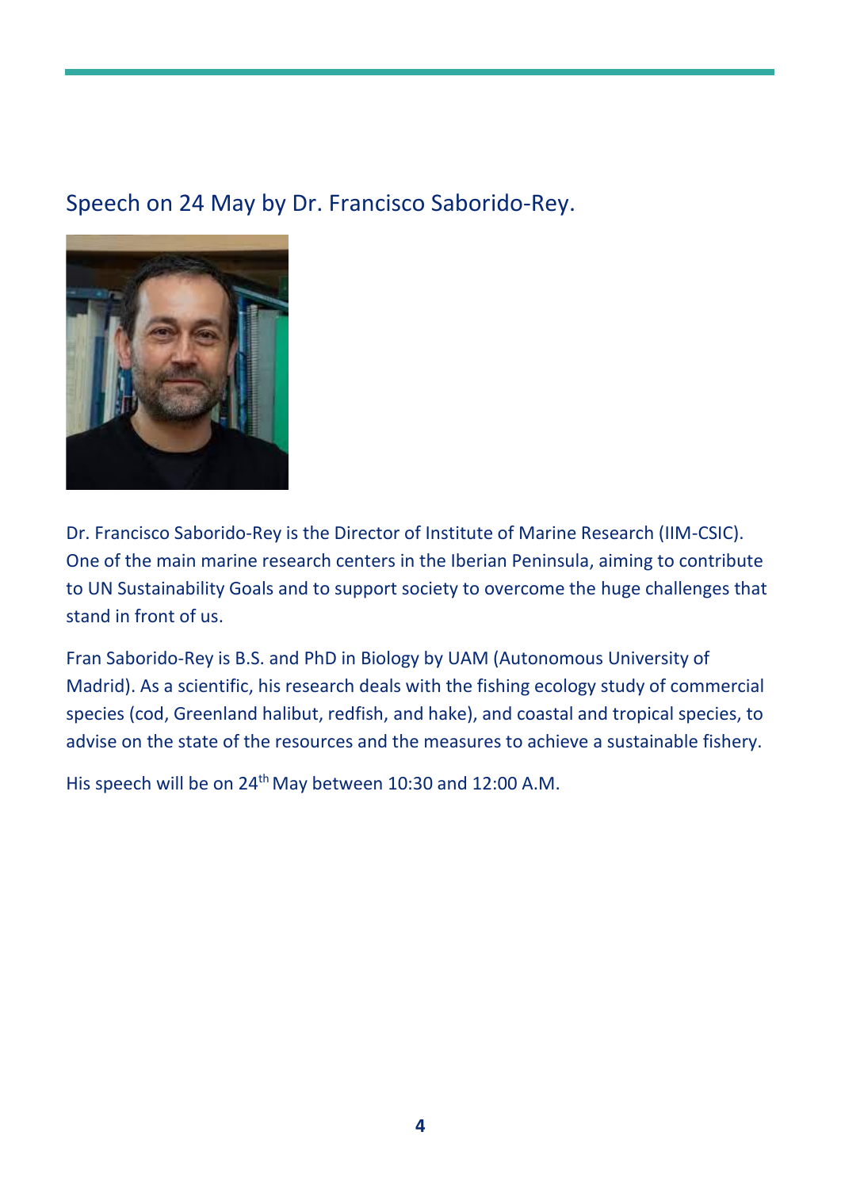## Speech on 24 May by Dr. Francisco Saborido-Rey.

Dr. Francisco Saborido-Rey is the Director of Institute of Marine Research (IIM-CSIC). One of the main marine research centers in the Iberian Peninsula, aiming to contribute to UN Sustainability Goals and to support society to overcome the huge challenges that stand in front of us.

Fran Saborido-Rey is B.S. and PhD in Biology by UAM (Autonomous University of Madrid). As a scientific, his research deals with the fishing ecology study of commercial species (cod, Greenland halibut, redfish, and hake), and coastal and tropical species, to advise on the state of the resources and the measures to achieve a sustainable fishery.

His speech will be on 24th May between 10:30 and 12:00 A.M.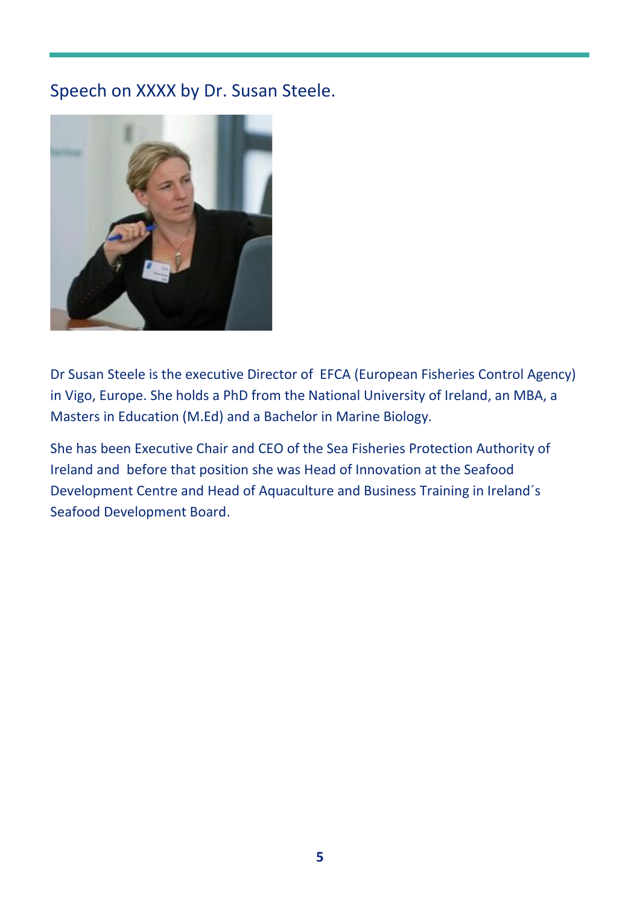## Speech on XXXX by Dr. Susan Steele.

Dr Susan Steele is the executive Director of  EFCA (European Fisheries Control Agency) in Vigo, Europe. She holds a PhD from the National University of Ireland, an MBA, a Masters in Education (M.Ed) and a Bachelor in Marine Biology.

She has been Executive Chair and CEO of the Sea Fisheries Protection Authority of Ireland and  before that position she was Head of Innovation at the Seafood Development Centre and Head of Aquaculture and Business Training in Ireland´s Seafood Development Board.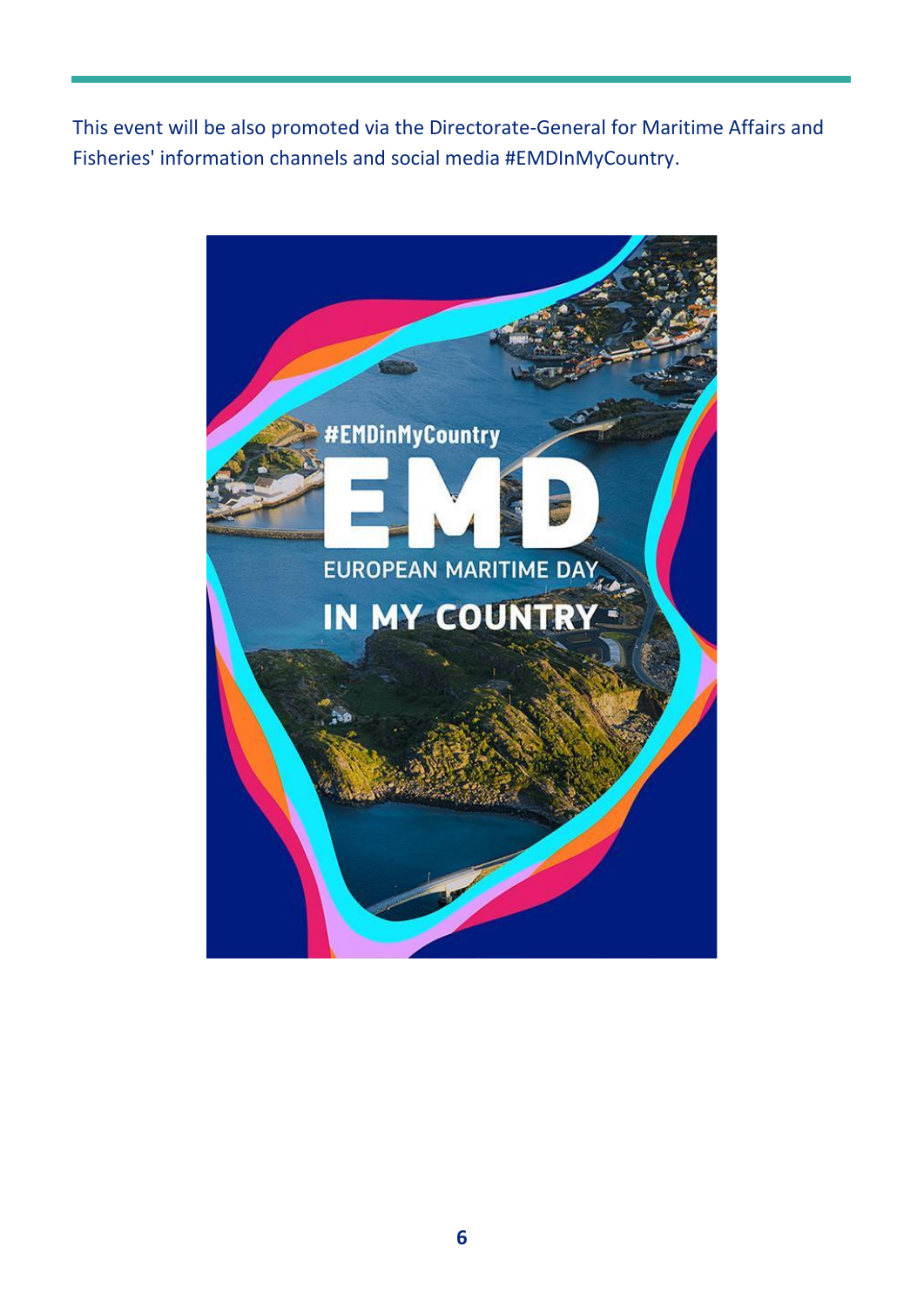This event will be also promoted via the Directorate-General for Maritime Affairs and Fisheries' information channels and social media #EMDInMyCountry.